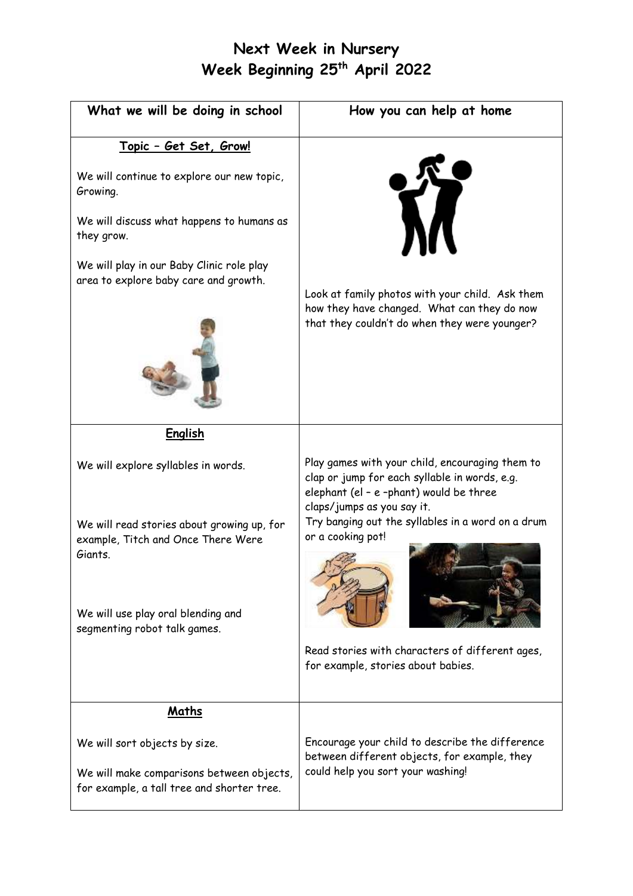# Next Week in Nursery
## Week Beginning 25th April 2022

| What we will be doing in school | How you can help at home |
|---|---|
| **Topic – Get Set, Grow!**<br><br>We will continue to explore our new topic, Growing.<br><br>We will discuss what happens to humans as they grow.<br><br>We will play in our Baby Clinic role play area to explore baby care and growth. | Look at family photos with your child. Ask them how they have changed. What can they do now that they couldn't do when they were younger? |
| **English**<br><br>We will explore syllables in words.<br><br>We will read stories about growing up, for example, Titch and Once There Were Giants.<br><br>We will use play oral blending and segmenting robot talk games. | Play games with your child, encouraging them to clap or jump for each syllable in words, e.g. elephant (el – e –phant) would be three claps/jumps as you say it.<br>Try banging out the syllables in a word on a drum or a cooking pot!<br><br>Read stories with characters of different ages, for example, stories about babies. |
| **Maths**<br><br>We will sort objects by size.<br><br>We will make comparisons between objects, for example, a tall tree and shorter tree. | Encourage your child to describe the difference between different objects, for example, they could help you sort your washing! |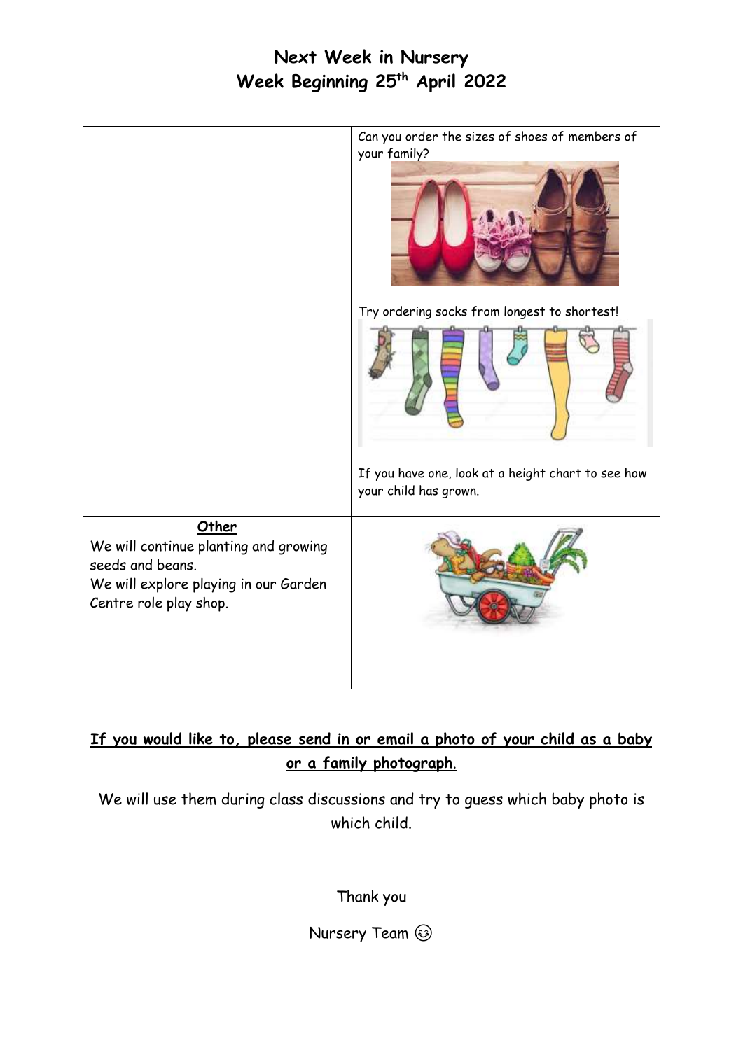# Next Week in Nursery
# Week Beginning 25th April 2022

| | |
|---|---|
| | Can you order the sizes of shoes of members of your family?<br><br>Try ordering socks from longest to shortest!<br><br>If you have one, look at a height chart to see how your child has grown. |
| **Other**<br>We will continue planting and growing seeds and beans.<br>We will explore playing in our Garden Centre role play shop. | |

**If you would like to, please send in or email a photo of your child as a baby or a family photograph.**

We will use them during class discussions and try to guess which baby photo is which child.

Thank you

Nursery Team 😉